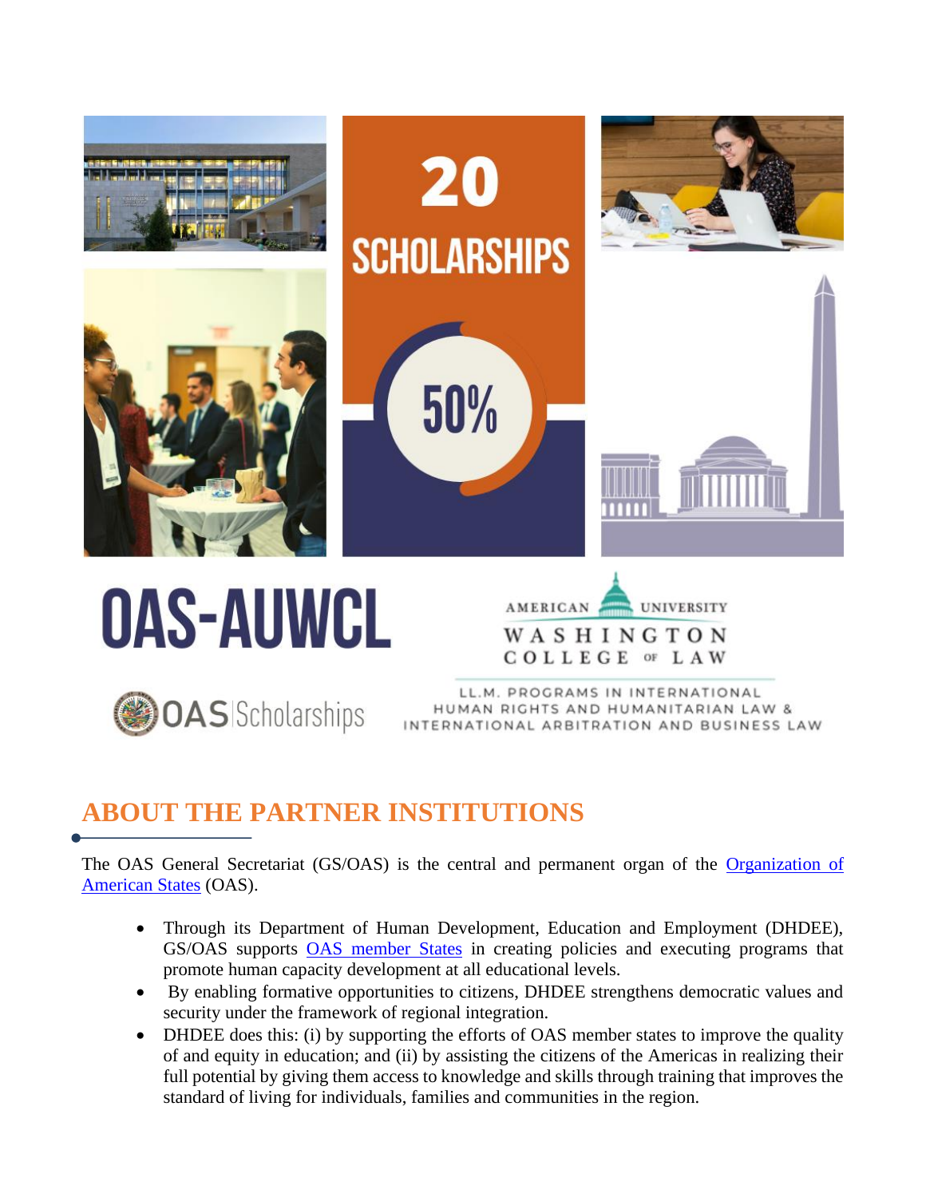# 20 SCHOLARSHIPS

50%

# OAS-AUWCL

OAS | Scholarships

AMERICAN UNIVERSITY WASHINGTON COLLEGE OF LAW

LL.M. PROGRAMS IN INTERNATIONAL HUMAN RIGHTS AND HUMANITARIAN LAW & INTERNATIONAL ARBITRATION AND BUSINESS LAW

## ABOUT THE PARTNER INSTITUTIONS

The OAS General Secretariat (GS/OAS) is the central and permanent organ of the [Organization of American States](Organization of American States) (OAS).

- Through its Department of Human Development, Education and Employment (DHDEE), GS/OAS supports [OAS member States](OAS member States) in creating policies and executing programs that promote human capacity development at all educational levels.
- By enabling formative opportunities to citizens, DHDEE strengthens democratic values and security under the framework of regional integration.
- DHDEE does this: (i) by supporting the efforts of OAS member states to improve the quality of and equity in education; and (ii) by assisting the citizens of the Americas in realizing their full potential by giving them access to knowledge and skills through training that improves the standard of living for individuals, families and communities in the region.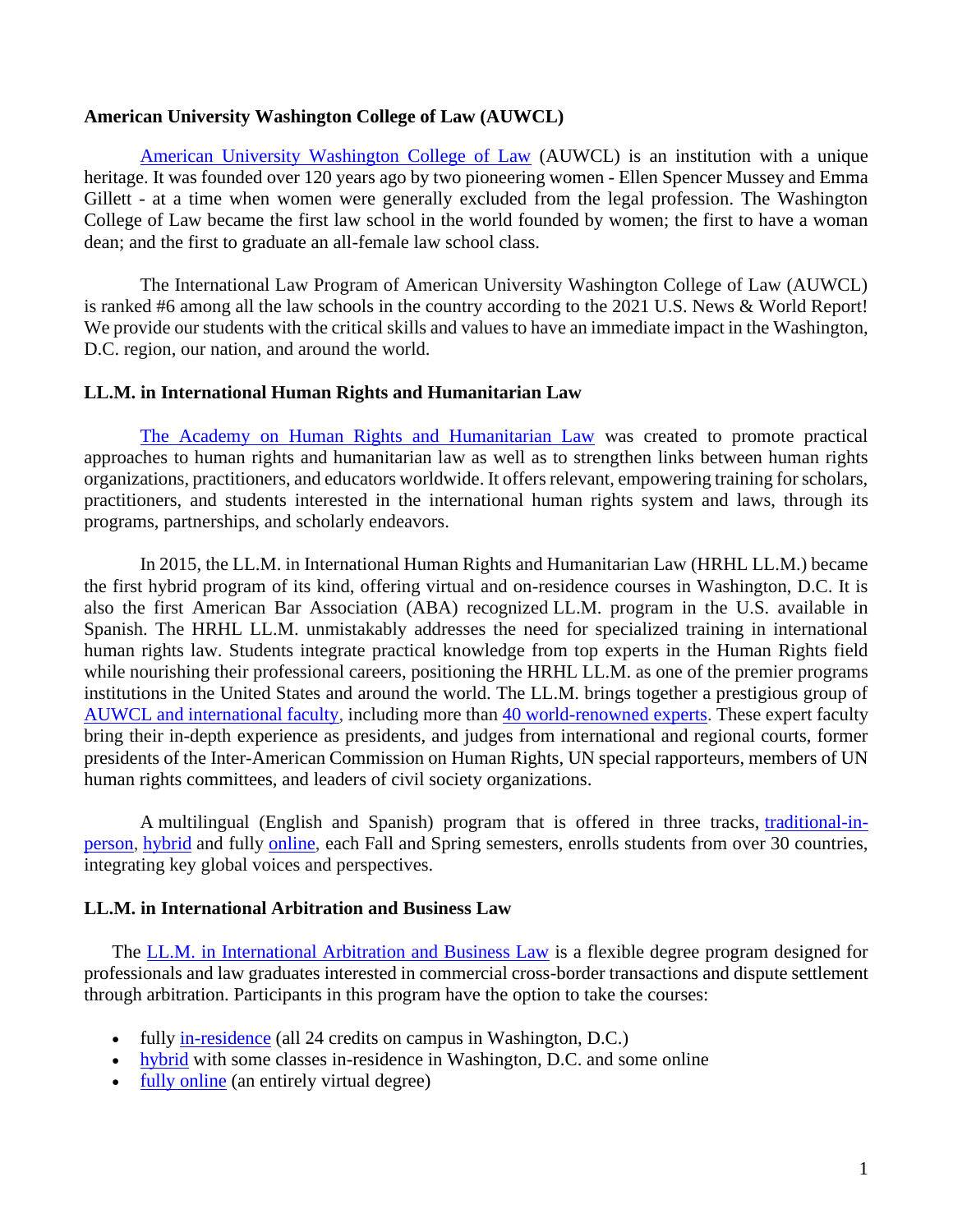**American University Washington College of Law (AUWCL)**

American University Washington College of Law (AUWCL) is an institution with a unique heritage. It was founded over 120 years ago by two pioneering women - Ellen Spencer Mussey and Emma Gillett - at a time when women were generally excluded from the legal profession. The Washington College of Law became the first law school in the world founded by women; the first to have a woman dean; and the first to graduate an all-female law school class.

The International Law Program of American University Washington College of Law (AUWCL) is ranked #6 among all the law schools in the country according to the 2021 U.S. News & World Report! We provide our students with the critical skills and values to have an immediate impact in the Washington, D.C. region, our nation, and around the world.

**LL.M. in International Human Rights and Humanitarian Law**

The Academy on Human Rights and Humanitarian Law was created to promote practical approaches to human rights and humanitarian law as well as to strengthen links between human rights organizations, practitioners, and educators worldwide. It offers relevant, empowering training for scholars, practitioners, and students interested in the international human rights system and laws, through its programs, partnerships, and scholarly endeavors.

In 2015, the LL.M. in International Human Rights and Humanitarian Law (HRHL LL.M.) became the first hybrid program of its kind, offering virtual and on-residence courses in Washington, D.C. It is also the first American Bar Association (ABA) recognized LL.M. program in the U.S. available in Spanish. The HRHL LL.M. unmistakably addresses the need for specialized training in international human rights law. Students integrate practical knowledge from top experts in the Human Rights field while nourishing their professional careers, positioning the HRHL LL.M. as one of the premier programs institutions in the United States and around the world. The LL.M. brings together a prestigious group of AUWCL and international faculty, including more than 40 world-renowned experts. These expert faculty bring their in-depth experience as presidents, and judges from international and regional courts, former presidents of the Inter-American Commission on Human Rights, UN special rapporteurs, members of UN human rights committees, and leaders of civil society organizations.

A multilingual (English and Spanish) program that is offered in three tracks, traditional-in-person, hybrid and fully online, each Fall and Spring semesters, enrolls students from over 30 countries, integrating key global voices and perspectives.

**LL.M. in International Arbitration and Business Law**

The LL.M. in International Arbitration and Business Law is a flexible degree program designed for professionals and law graduates interested in commercial cross-border transactions and dispute settlement through arbitration. Participants in this program have the option to take the courses:

- fully in-residence (all 24 credits on campus in Washington, D.C.)
- hybrid with some classes in-residence in Washington, D.C. and some online
- fully online (an entirely virtual degree)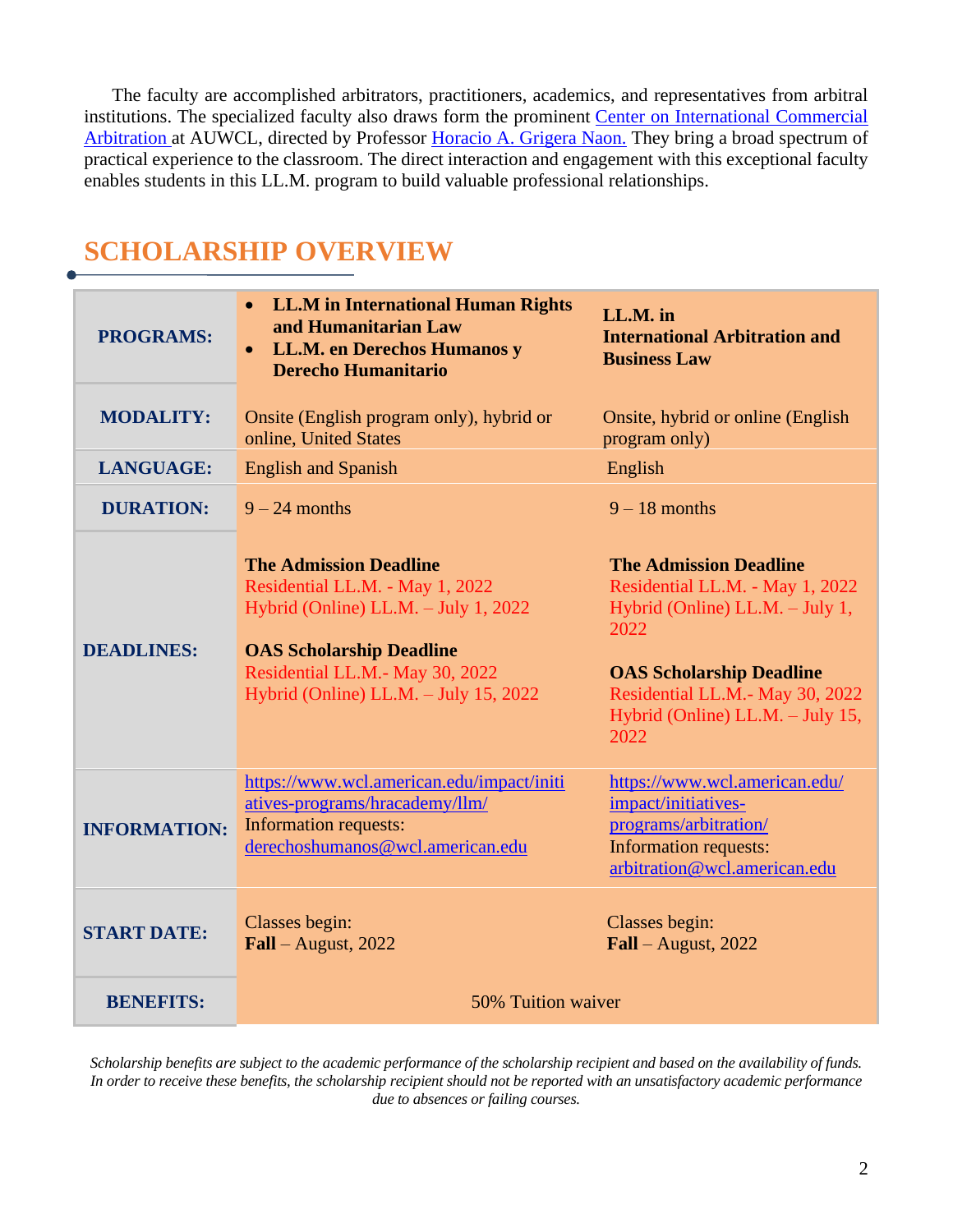The faculty are accomplished arbitrators, practitioners, academics, and representatives from arbitral institutions. The specialized faculty also draws form the prominent Center on International Commercial Arbitration at AUWCL, directed by Professor Horacio A. Grigera Naon. They bring a broad spectrum of practical experience to the classroom. The direct interaction and engagement with this exceptional faculty enables students in this LL.M. program to build valuable professional relationships.

## SCHOLARSHIP OVERVIEW

| | | |
|---|---|---|
| **PROGRAMS:** | • **LL.M in International Human Rights and Humanitarian Law**<br>• **LL.M. en Derechos Humanos y Derecho Humanitario** | **LL.M. in International Arbitration and Business Law** |
| **MODALITY:** | Onsite (English program only), hybrid or online, United States | Onsite, hybrid or online (English program only) |
| **LANGUAGE:** | English and Spanish | English |
| **DURATION:** | 9 – 24 months | 9 – 18 months |
| **DEADLINES:** | **The Admission Deadline**<br>Residential LL.M. - May 1, 2022<br>Hybrid (Online) LL.M. – July 1, 2022<br><br>**OAS Scholarship Deadline**<br>Residential LL.M.- May 30, 2022<br>Hybrid (Online) LL.M. – July 15, 2022 | **The Admission Deadline**<br>Residential LL.M. - May 1, 2022<br>Hybrid (Online) LL.M. – July 1, 2022<br><br>**OAS Scholarship Deadline**<br>Residential LL.M.- May 30, 2022<br>Hybrid (Online) LL.M. – July 15, 2022 |
| **INFORMATION:** | https://www.wcl.american.edu/impact/initiatives-programs/hracademy/llm/<br>Information requests:<br>derechoshumanos@wcl.american.edu | https://www.wcl.american.edu/impact/initiatives-programs/arbitration/<br>Information requests:<br>arbitration@wcl.american.edu |
| **START DATE:** | Classes begin:<br>**Fall** – August, 2022 | Classes begin:<br>**Fall** – August, 2022 |
| **BENEFITS:** | 50% Tuition waiver | |

*Scholarship benefits are subject to the academic performance of the scholarship recipient and based on the availability of funds. In order to receive these benefits, the scholarship recipient should not be reported with an unsatisfactory academic performance due to absences or failing courses.*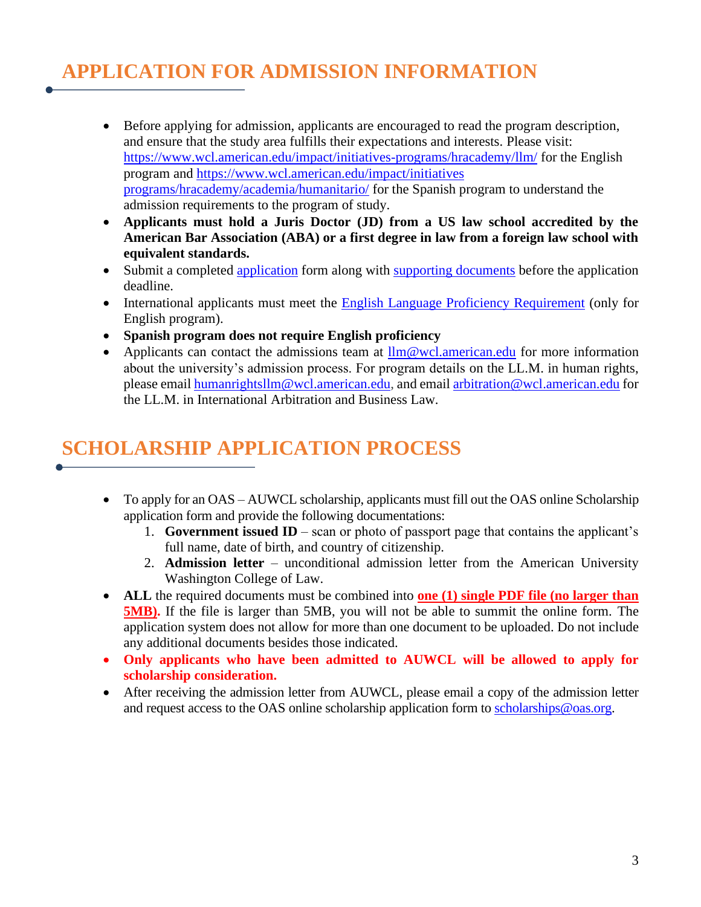## APPLICATION FOR ADMISSION INFORMATION

- Before applying for admission, applicants are encouraged to read the program description, and ensure that the study area fulfills their expectations and interests. Please visit: https://www.wcl.american.edu/impact/initiatives-programs/hracademy/llm/ for the English program and https://www.wcl.american.edu/impact/initiatives programs/hracademy/academia/humanitario/ for the Spanish program to understand the admission requirements to the program of study.
- **Applicants must hold a Juris Doctor (JD) from a US law school accredited by the American Bar Association (ABA) or a first degree in law from a foreign law school with equivalent standards.**
- Submit a completed application form along with supporting documents before the application deadline.
- International applicants must meet the English Language Proficiency Requirement (only for English program).
- **Spanish program does not require English proficiency**
- Applicants can contact the admissions team at llm@wcl.american.edu for more information about the university's admission process. For program details on the LL.M. in human rights, please email humanrightsllm@wcl.american.edu, and email arbitration@wcl.american.edu for the LL.M. in International Arbitration and Business Law.

## SCHOLARSHIP APPLICATION PROCESS

- To apply for an OAS – AUWCL scholarship, applicants must fill out the OAS online Scholarship application form and provide the following documentations:
  1. **Government issued ID** – scan or photo of passport page that contains the applicant's full name, date of birth, and country of citizenship.
  2. **Admission letter** – unconditional admission letter from the American University Washington College of Law.
- **ALL** the required documents must be combined into **one (1) single PDF file (no larger than 5MB).** If the file is larger than 5MB, you will not be able to summit the online form. The application system does not allow for more than one document to be uploaded. Do not include any additional documents besides those indicated.
- **Only applicants who have been admitted to AUWCL will be allowed to apply for scholarship consideration.**
- After receiving the admission letter from AUWCL, please email a copy of the admission letter and request access to the OAS online scholarship application form to scholarships@oas.org.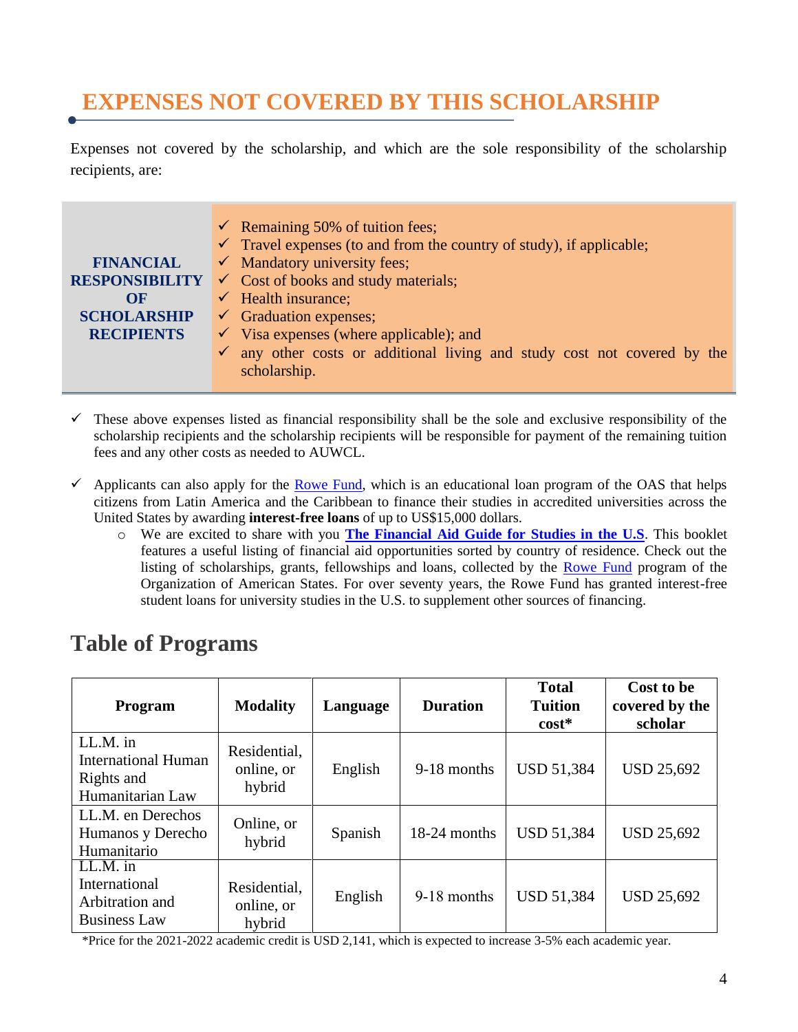## EXPENSES NOT COVERED BY THIS SCHOLARSHIP

Expenses not covered by the scholarship, and which are the sole responsibility of the scholarship recipients, are:

| **FINANCIAL RESPONSIBILITY OF SCHOLARSHIP RECIPIENTS** | ✓ Remaining 50% of tuition fees;<br>✓ Travel expenses (to and from the country of study), if applicable;<br>✓ Mandatory university fees;<br>✓ Cost of books and study materials;<br>✓ Health insurance;<br>✓ Graduation expenses;<br>✓ Visa expenses (where applicable); and<br>✓ any other costs or additional living and study cost not covered by the scholarship. |
|---|---|

- ✓ These above expenses listed as financial responsibility shall be the sole and exclusive responsibility of the scholarship recipients and the scholarship recipients will be responsible for payment of the remaining tuition fees and any other costs as needed to AUWCL.

- ✓ Applicants can also apply for the Rowe Fund, which is an educational loan program of the OAS that helps citizens from Latin America and the Caribbean to finance their studies in accredited universities across the United States by awarding **interest-free loans** of up to US$15,000 dollars.
  - We are excited to share with you **The Financial Aid Guide for Studies in the U.S**. This booklet features a useful listing of financial aid opportunities sorted by country of residence. Check out the listing of scholarships, grants, fellowships and loans, collected by the Rowe Fund program of the Organization of American States. For over seventy years, the Rowe Fund has granted interest-free student loans for university studies in the U.S. to supplement other sources of financing.

## Table of Programs

| Program | Modality | Language | Duration | Total Tuition cost* | Cost to be covered by the scholar |
|---|---|---|---|---|---|
| LL.M. in International Human Rights and Humanitarian Law | Residential, online, or hybrid | English | 9-18 months | USD 51,384 | USD 25,692 |
| LL.M. en Derechos Humanos y Derecho Humanitario | Online, or hybrid | Spanish | 18-24 months | USD 51,384 | USD 25,692 |
| LL.M. in International Arbitration and Business Law | Residential, online, or hybrid | English | 9-18 months | USD 51,384 | USD 25,692 |

*Price for the 2021-2022 academic credit is USD 2,141, which is expected to increase 3-5% each academic year.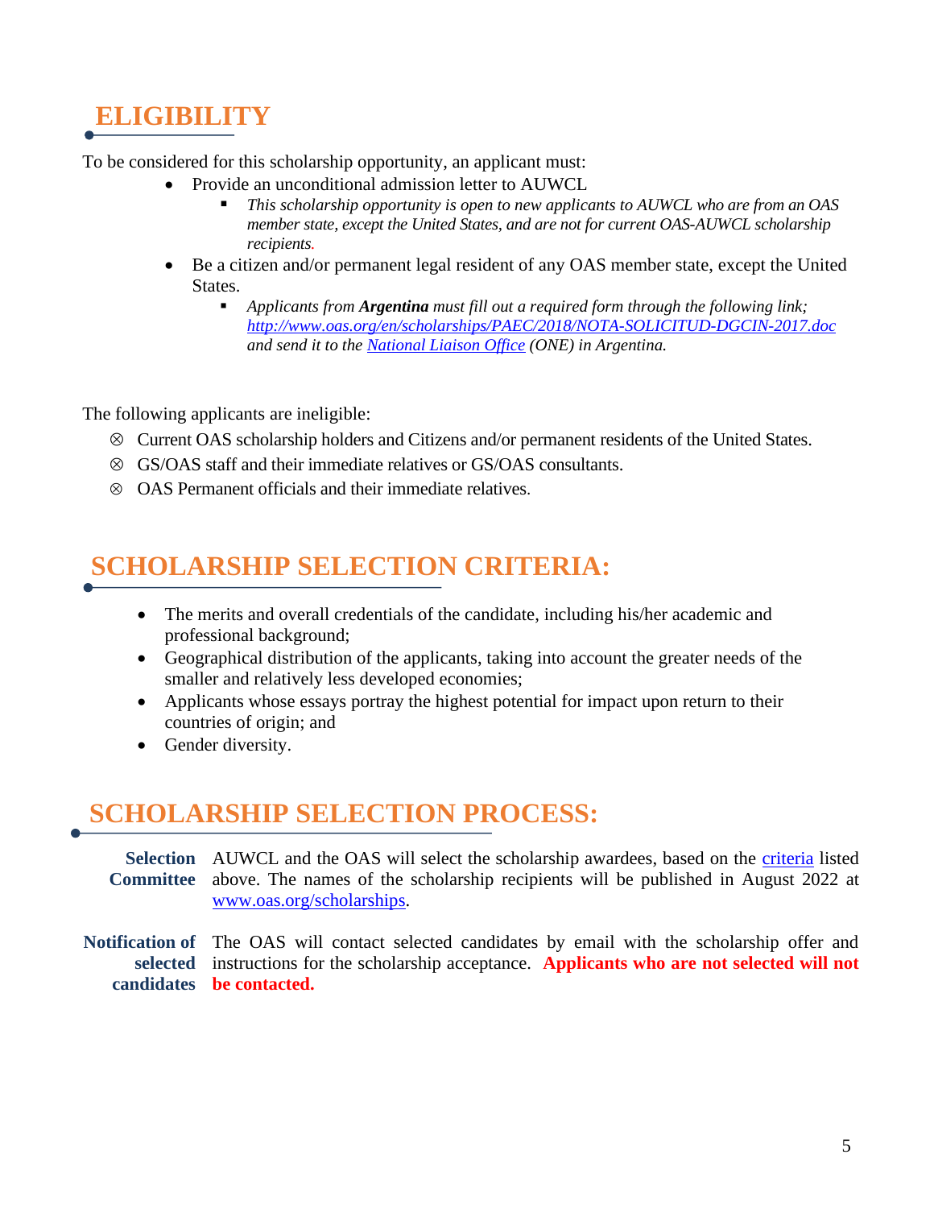## ELIGIBILITY

To be considered for this scholarship opportunity, an applicant must:

- Provide an unconditional admission letter to AUWCL
  - *This scholarship opportunity is open to new applicants to AUWCL who are from an OAS member state, except the United States, and are not for current OAS-AUWCL scholarship recipients.*
- Be a citizen and/or permanent legal resident of any OAS member state, except the United States.
  - *Applicants from **Argentina** must fill out a required form through the following link; [http://www.oas.org/en/scholarships/PAEC/2018/NOTA-SOLICITUD-DGCIN-2017.doc](http://www.oas.org/en/scholarships/PAEC/2018/NOTA-SOLICITUD-DGCIN-2017.doc) and send it to the National Liaison Office (ONE) in Argentina.*

The following applicants are ineligible:

- ⊗ Current OAS scholarship holders and Citizens and/or permanent residents of the United States.
- ⊗ GS/OAS staff and their immediate relatives or GS/OAS consultants.
- ⊗ OAS Permanent officials and their immediate relatives.

## SCHOLARSHIP SELECTION CRITERIA:

- The merits and overall credentials of the candidate, including his/her academic and professional background;
- Geographical distribution of the applicants, taking into account the greater needs of the smaller and relatively less developed economies;
- Applicants whose essays portray the highest potential for impact upon return to their countries of origin; and
- Gender diversity.

## SCHOLARSHIP SELECTION PROCESS:

**Selection Committee**: AUWCL and the OAS will select the scholarship awardees, based on the criteria listed above. The names of the scholarship recipients will be published in August 2022 at [www.oas.org/scholarships](http://www.oas.org/scholarships).

**Notification of selected candidates**: The OAS will contact selected candidates by email with the scholarship offer and instructions for the scholarship acceptance. **Applicants who are not selected will not be contacted.**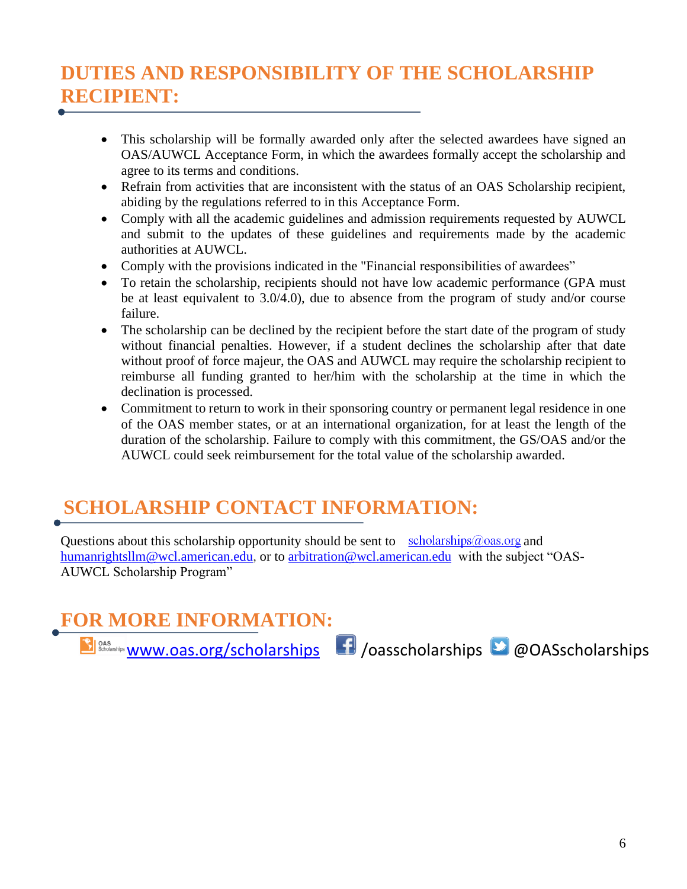## DUTIES AND RESPONSIBILITY OF THE SCHOLARSHIP RECIPIENT:

- This scholarship will be formally awarded only after the selected awardees have signed an OAS/AUWCL Acceptance Form, in which the awardees formally accept the scholarship and agree to its terms and conditions.
- Refrain from activities that are inconsistent with the status of an OAS Scholarship recipient, abiding by the regulations referred to in this Acceptance Form.
- Comply with all the academic guidelines and admission requirements requested by AUWCL and submit to the updates of these guidelines and requirements made by the academic authorities at AUWCL.
- Comply with the provisions indicated in the "Financial responsibilities of awardees"
- To retain the scholarship, recipients should not have low academic performance (GPA must be at least equivalent to 3.0/4.0), due to absence from the program of study and/or course failure.
- The scholarship can be declined by the recipient before the start date of the program of study without financial penalties. However, if a student declines the scholarship after that date without proof of force majeur, the OAS and AUWCL may require the scholarship recipient to reimburse all funding granted to her/him with the scholarship at the time in which the declination is processed.
- Commitment to return to work in their sponsoring country or permanent legal residence in one of the OAS member states, or at an international organization, for at least the length of the duration of the scholarship. Failure to comply with this commitment, the GS/OAS and/or the AUWCL could seek reimbursement for the total value of the scholarship awarded.

## SCHOLARSHIP CONTACT INFORMATION:

Questions about this scholarship opportunity should be sent to scholarships@oas.org and humanrightsllm@wcl.american.edu, or to arbitration@wcl.american.edu with the subject "OAS-AUWCL Scholarship Program"

## FOR MORE INFORMATION:

OAS Scholarships www.oas.org/scholarships /oasscholarships @OASscholarships